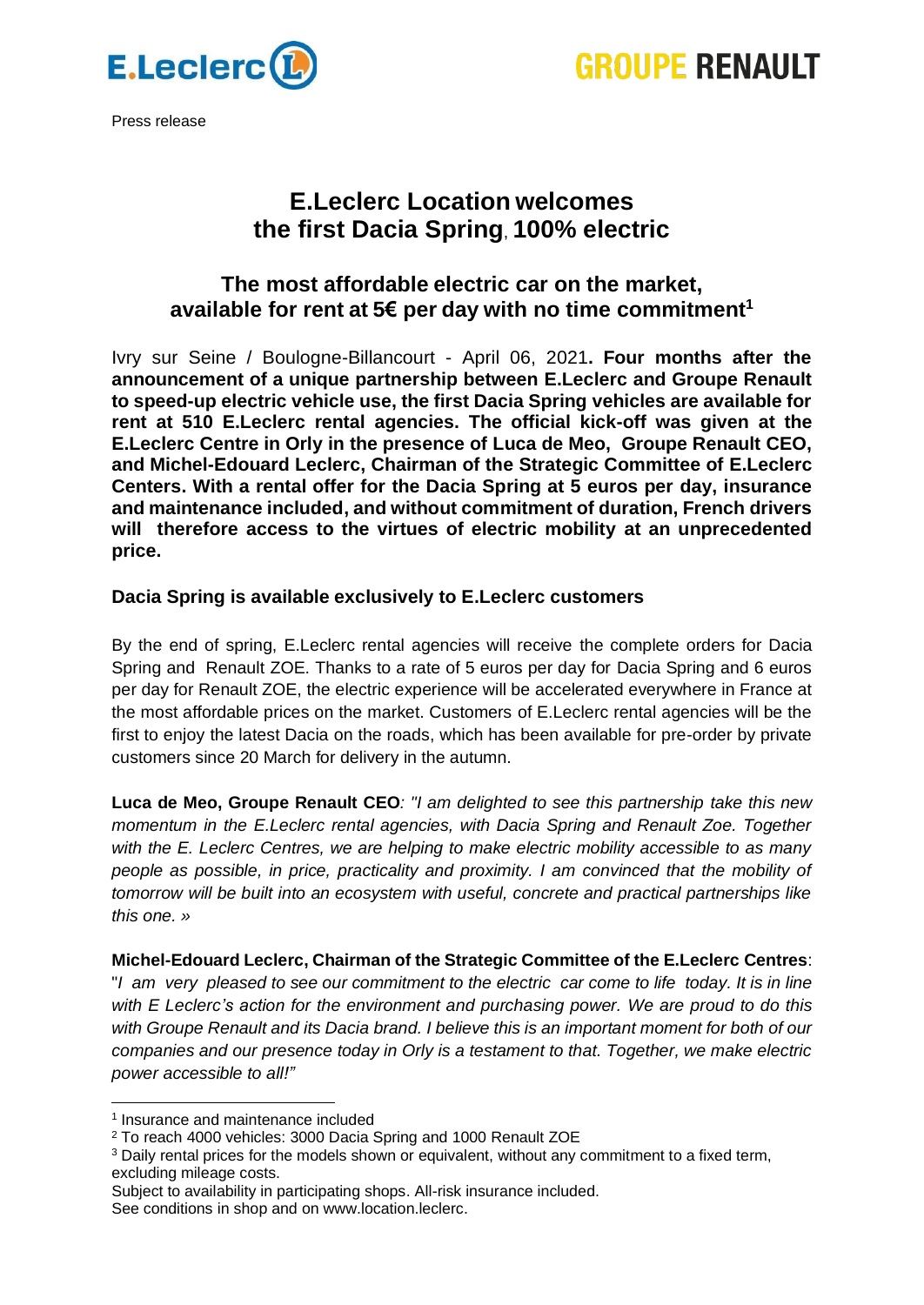Press release

# E.Leclerc Location welcomes the first Dacia Spring, 100% electric

## The most affordable electric car on the market, available for rent at 5€ per day with no time commitment[1]

Ivry sur Seine / Boulogne-Billancourt - April 06, 2021**. Four months after the announcement of a unique partnership between E.Leclerc and Groupe Renault to speed-up electric vehicle use, the first Dacia Spring vehicles are available for rent at 510 E.Leclerc rental agencies. The official kick-off was given at the E.Leclerc Centre in Orly in the presence of Luca de Meo, Groupe Renault CEO, and Michel-Edouard Leclerc, Chairman of the Strategic Committee of E.Leclerc Centers. With a rental offer for the Dacia Spring at 5 euros per day, insurance and maintenance included, and without commitment of duration, French drivers will therefore access to the virtues of electric mobility at an unprecedented price.**

### Dacia Spring is available exclusively to E.Leclerc customers

By the end of spring, E.Leclerc rental agencies will receive the complete orders for Dacia Spring and Renault ZOE. Thanks to a rate of 5 euros per day for Dacia Spring and 6 euros per day for Renault ZOE, the electric experience will be accelerated everywhere in France at the most affordable prices on the market. Customers of E.Leclerc rental agencies will be the first to enjoy the latest Dacia on the roads, which has been available for pre-order by private customers since 20 March for delivery in the autumn.

**Luca de Meo, Groupe Renault CEO**: *"I am delighted to see this partnership take this new momentum in the E.Leclerc rental agencies, with Dacia Spring and Renault Zoe. Together with the E. Leclerc Centres, we are helping to make electric mobility accessible to as many people as possible, in price, practicality and proximity. I am convinced that the mobility of tomorrow will be built into an ecosystem with useful, concrete and practical partnerships like this one. »*

**Michel-Edouard Leclerc, Chairman of the Strategic Committee of the E.Leclerc Centres**: "*I am very pleased to see our commitment to the electric car come to life today. It is in line with E Leclerc's action for the environment and purchasing power. We are proud to do this with Groupe Renault and its Dacia brand. I believe this is an important moment for both of our companies and our presence today in Orly is a testament to that. Together, we make electric power accessible to all!"*

---

[1] Insurance and maintenance included

[2] To reach 4000 vehicles: 3000 Dacia Spring and 1000 Renault ZOE

[3] Daily rental prices for the models shown or equivalent, without any commitment to a fixed term, excluding mileage costs.

Subject to availability in participating shops. All-risk insurance included.

See conditions in shop and on www.location.leclerc.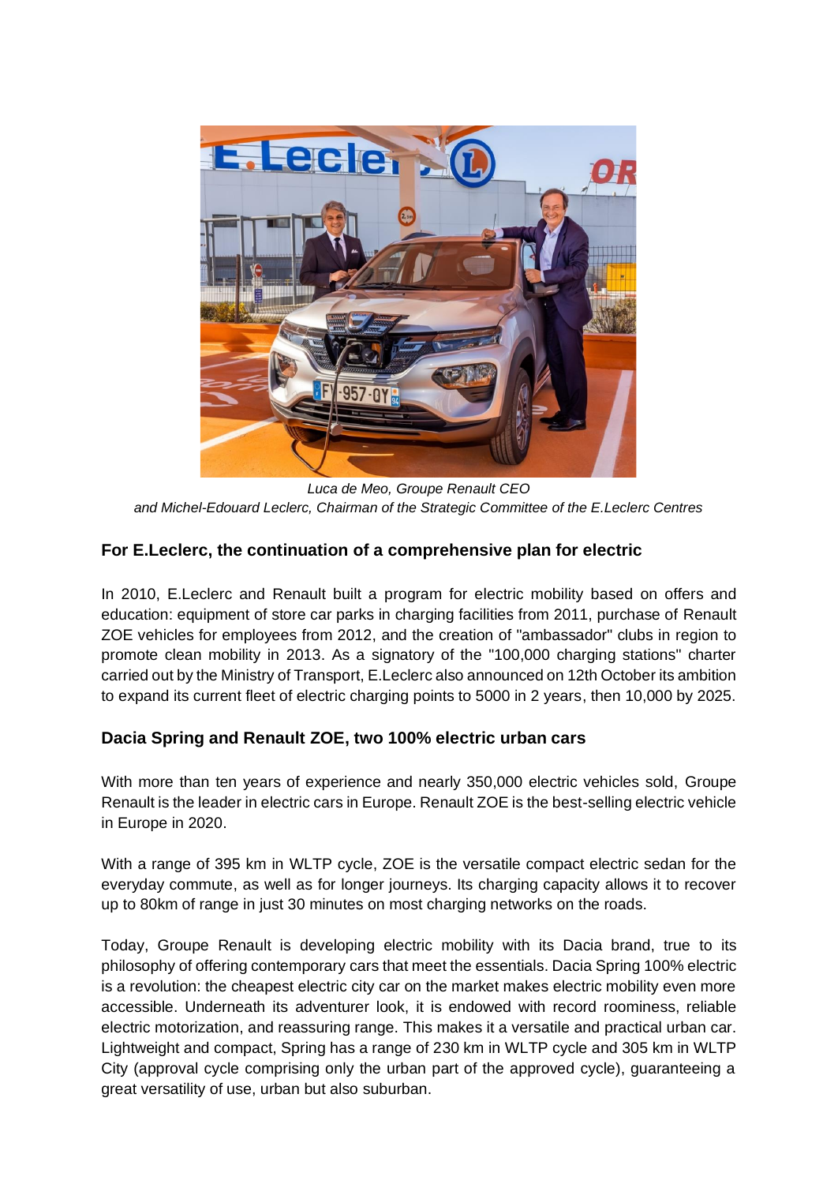*Luca de Meo, Groupe Renault CEO*
*and Michel-Edouard Leclerc, Chairman of the Strategic Committee of the E.Leclerc Centres*

## For E.Leclerc, the continuation of a comprehensive plan for electric

In 2010, E.Leclerc and Renault built a program for electric mobility based on offers and education: equipment of store car parks in charging facilities from 2011, purchase of Renault ZOE vehicles for employees from 2012, and the creation of "ambassador" clubs in region to promote clean mobility in 2013. As a signatory of the "100,000 charging stations" charter carried out by the Ministry of Transport, E.Leclerc also announced on 12th October its ambition to expand its current fleet of electric charging points to 5000 in 2 years, then 10,000 by 2025.

## Dacia Spring and Renault ZOE, two 100% electric urban cars

With more than ten years of experience and nearly 350,000 electric vehicles sold, Groupe Renault is the leader in electric cars in Europe. Renault ZOE is the best-selling electric vehicle in Europe in 2020.

With a range of 395 km in WLTP cycle, ZOE is the versatile compact electric sedan for the everyday commute, as well as for longer journeys. Its charging capacity allows it to recover up to 80km of range in just 30 minutes on most charging networks on the roads.

Today, Groupe Renault is developing electric mobility with its Dacia brand, true to its philosophy of offering contemporary cars that meet the essentials. Dacia Spring 100% electric is a revolution: the cheapest electric city car on the market makes electric mobility even more accessible. Underneath its adventurer look, it is endowed with record roominess, reliable electric motorization, and reassuring range. This makes it a versatile and practical urban car. Lightweight and compact, Spring has a range of 230 km in WLTP cycle and 305 km in WLTP City (approval cycle comprising only the urban part of the approved cycle), guaranteeing a great versatility of use, urban but also suburban.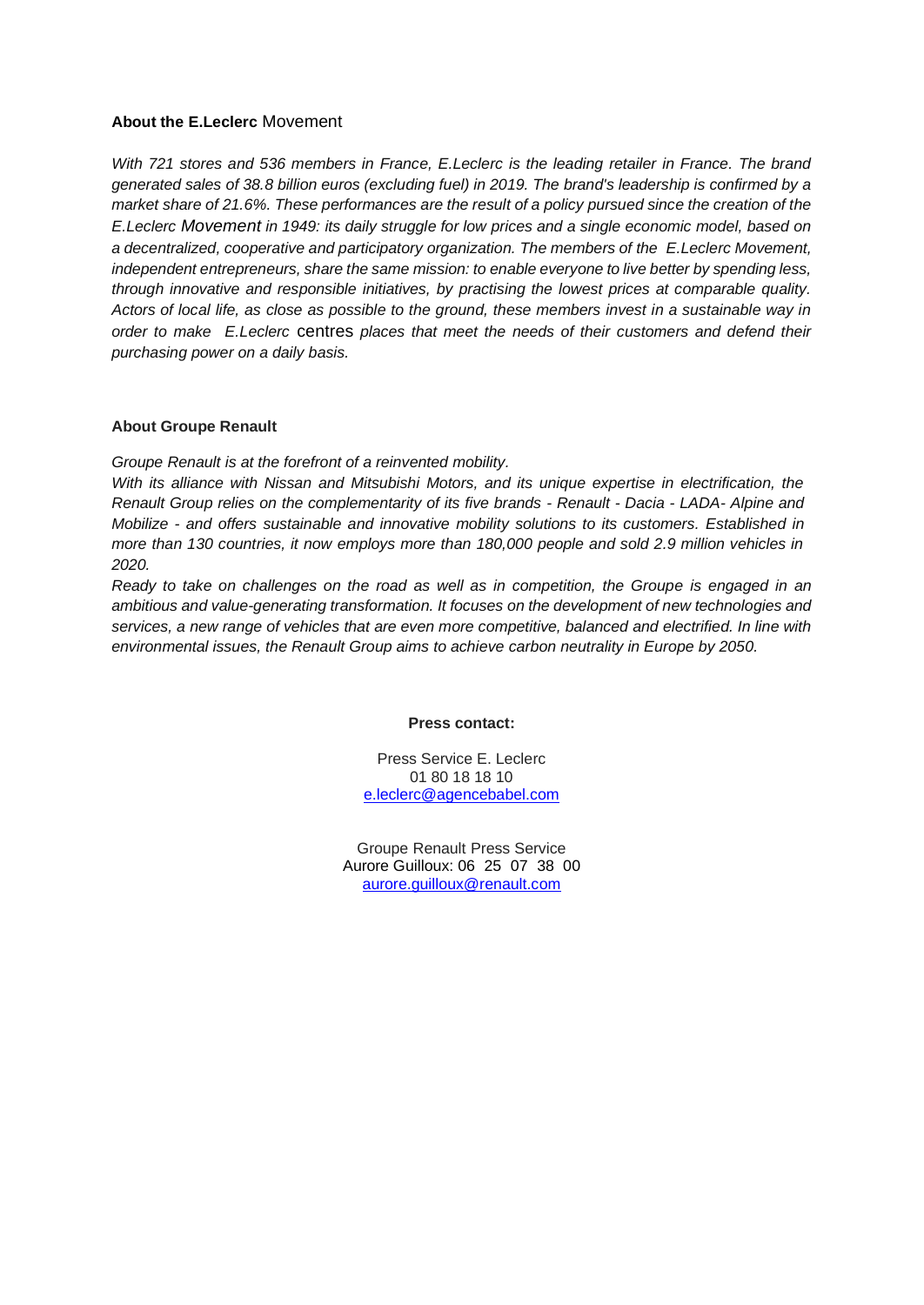**About the E.Leclerc** Movement

*With 721 stores and 536 members in France, E.Leclerc is the leading retailer in France. The brand generated sales of 38.8 billion euros (excluding fuel) in 2019. The brand's leadership is confirmed by a market share of 21.6%. These performances are the result of a policy pursued since the creation of the E.Leclerc Movement in 1949: its daily struggle for low prices and a single economic model, based on a decentralized, cooperative and participatory organization. The members of the E.Leclerc Movement, independent entrepreneurs, share the same mission: to enable everyone to live better by spending less, through innovative and responsible initiatives, by practising the lowest prices at comparable quality. Actors of local life, as close as possible to the ground, these members invest in a sustainable way in order to make E.Leclerc* centres *places that meet the needs of their customers and defend their purchasing power on a daily basis.*

**About Groupe Renault**

*Groupe Renault is at the forefront of a reinvented mobility.*

*With its alliance with Nissan and Mitsubishi Motors, and its unique expertise in electrification, the Renault Group relies on the complementarity of its five brands - Renault - Dacia - LADA- Alpine and Mobilize - and offers sustainable and innovative mobility solutions to its customers. Established in more than 130 countries, it now employs more than 180,000 people and sold 2.9 million vehicles in 2020.*

*Ready to take on challenges on the road as well as in competition, the Groupe is engaged in an ambitious and value-generating transformation. It focuses on the development of new technologies and services, a new range of vehicles that are even more competitive, balanced and electrified. In line with environmental issues, the Renault Group aims to achieve carbon neutrality in Europe by 2050.*

**Press contact:**

Press Service E. Leclerc
01 80 18 18 10
e.leclerc@agencebabel.com

Groupe Renault Press Service
Aurore Guilloux: 06 25 07 38 00
aurore.guilloux@renault.com